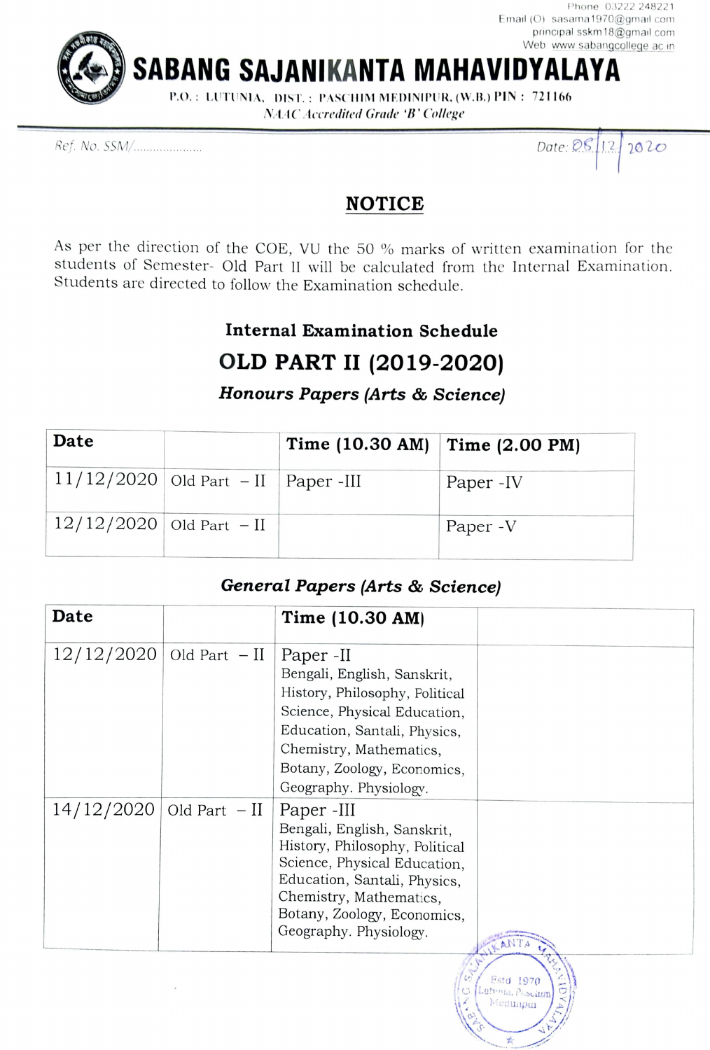Phone 03222 248221
Email (O) sasama1970@gmail.com
principal sskm18@gmail.com
Web www.sabangcollege.ac.in

# SABANG SAJANIKANTA MAHAVIDYALAYA

P.O. : LUTUNIA, DIST. : PASCHIM MEDINIPUR, (W.B.) PIN : 721166

*NAAC Accredited Grade 'B' College*

Ref. No. SSM/.....................

Date: 08/12/2020

## NOTICE

As per the direction of the COE, VU the 50 % marks of written examination for the students of Semester- Old Part II will be calculated from the Internal Examination. Students are directed to follow the Examination schedule.

### Internal Examination Schedule

## OLD PART II (2019-2020)

***Honours Papers (Arts & Science)***

| Date | | Time (10.30 AM) | Time (2.00 PM) |
|---|---|---|---|
| 11/12/2020 | Old Part – II | Paper -III | Paper -IV |
| 12/12/2020 | Old Part – II | | Paper -V |

***General Papers (Arts & Science)***

| Date | | Time (10.30 AM) | |
|---|---|---|---|
| 12/12/2020 | Old Part – II | Paper -II<br>Bengali, English, Sanskrit, History, Philosophy, Political Science, Physical Education, Education, Santali, Physics, Chemistry, Mathematics, Botany, Zoology, Economics, Geography. Physiology. | |
| 14/12/2020 | Old Part – II | Paper -III<br>Bengali, English, Sanskrit, History, Philosophy, Political Science, Physical Education, Education, Santali, Physics, Chemistry, Mathematics, Botany, Zoology, Economics, Geography. Physiology. | |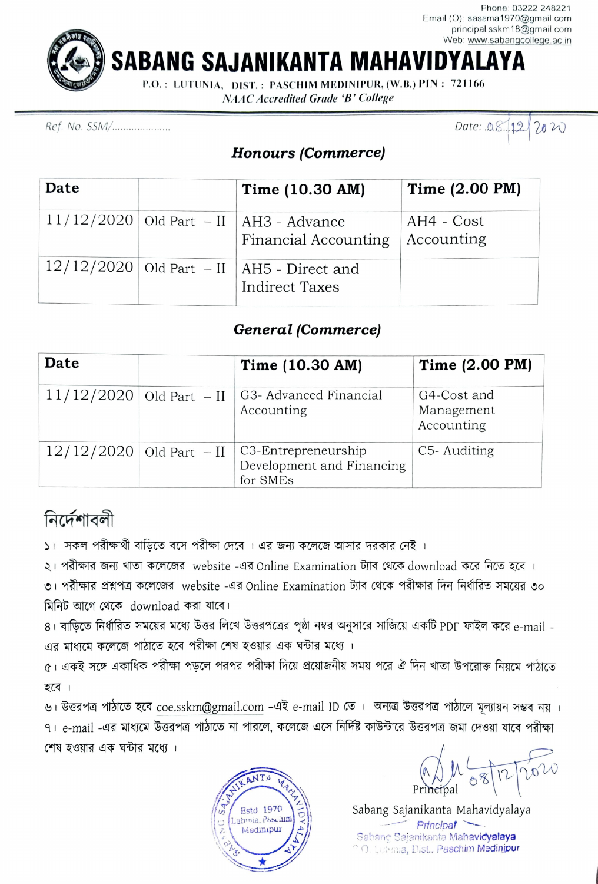Phone: 03222 248221
Email (O): sasama1970@gmail.com
principal.sskm18@gmail.com
Web: www.sabangcollege.ac.in

# SABANG SAJANIKANTA MAHAVIDYALAYA

P.O.: LUTUNIA, DIST.: PASCHIM MEDINIPUR, (W.B.) PIN : 721166

*NAAC Accredited Grade 'B' College*

Ref. No. SSM/.....................

Date: 08/12/2020

## *Honours (Commerce)*

| Date | | Time (10.30 AM) | Time (2.00 PM) |
|---|---|---|---|
| 11/12/2020 | Old Part – II | AH3 - Advance Financial Accounting | AH4 - Cost Accounting |
| 12/12/2020 | Old Part – II | AH5 - Direct and Indirect Taxes | |

## *General (Commerce)*

| Date | | Time (10.30 AM) | Time (2.00 PM) |
|---|---|---|---|
| 11/12/2020 | Old Part – II | G3- Advanced Financial Accounting | G4-Cost and Management Accounting |
| 12/12/2020 | Old Part – II | C3-Entrepreneurship Development and Financing for SMEs | C5- Auditing |

## নির্দেশাবলী

১। সকল পরীক্ষার্থী বাড়িতে বসে পরীক্ষা দেবে । এর জন্য কলেজে আসার দরকার নেই ।

২। পরীক্ষার জন্য খাতা কলেজের website -এর Online Examination ট্যাব থেকে download করে নিতে হবে ।

৩। পরীক্ষার প্রশ্নপত্র কলেজের website -এর Online Examination ট্যাব থেকে পরীক্ষার দিন নির্ধারিত সময়ের ৩০ মিনিট আগে থেকে download করা যাবে।

৪। বাড়িতে নির্ধারিত সময়ের মধ্যে উত্তর লিখে উত্তরপত্রের পৃষ্ঠা নম্বর অনুসারে সাজিয়ে একটি PDF ফাইল করে e-mail -এর মাধ্যমে কলেজে পাঠাতে হবে পরীক্ষা শেষ হওয়ার এক ঘন্টার মধ্যে ।

৫। একই সঙ্গে একাধিক পরীক্ষা পড়লে পরপর পরীক্ষা দিয়ে প্রয়োজনীয় সময় পরে ঐ দিন খাতা উপরোক্ত নিয়মে পাঠাতে হবে ।

৬। উত্তরপত্র পাঠাতে হবে coe.sskm@gmail.com -এই e-mail ID তে । অন্যত্র উত্তরপত্র পাঠালে মূল্যায়ন সম্ভব নয় ।

৭। e-mail -এর মাধ্যমে উত্তরপত্র পাঠাতে না পারলে, কলেজে এসে নির্দিষ্ট কাউন্টারে উত্তরপত্র জমা দেওয়া যাবে পরীক্ষা শেষ হওয়ার এক ঘন্টার মধ্যে ।

08/12/2020

Principal

Sabang Sajanikanta Mahavidyalaya

Principal
Sabang Sajanikanta Mahavidyalaya
P.O. Lutunia, Dist., Paschim Medinipur